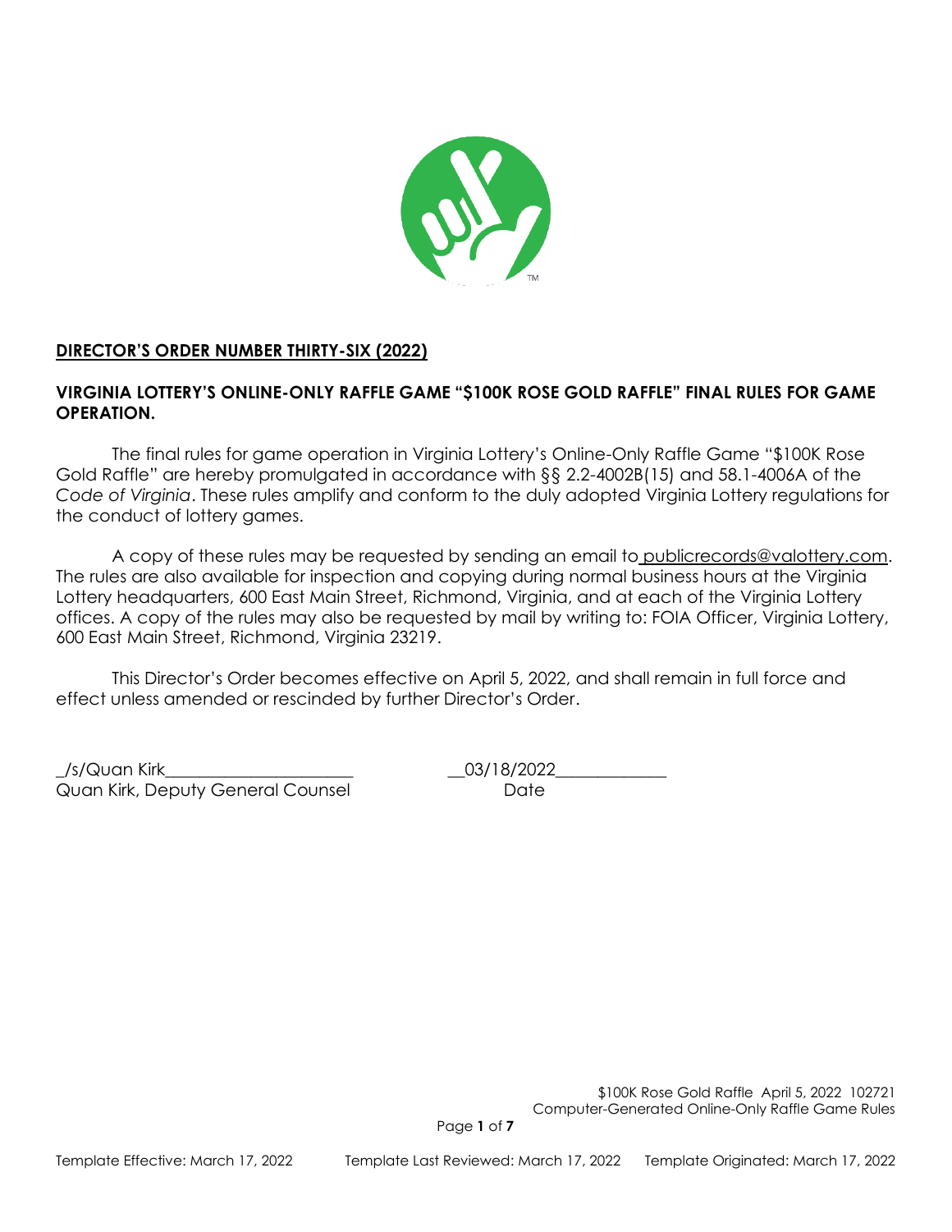**DIRECTOR'S ORDER NUMBER THIRTY-SIX (2022)**

**VIRGINIA LOTTERY'S ONLINE-ONLY RAFFLE GAME "$100K ROSE GOLD RAFFLE" FINAL RULES FOR GAME OPERATION.**

The final rules for game operation in Virginia Lottery's Online-Only Raffle Game "$100K Rose Gold Raffle" are hereby promulgated in accordance with §§ 2.2-4002B(15) and 58.1-4006A of the *Code of Virginia*. These rules amplify and conform to the duly adopted Virginia Lottery regulations for the conduct of lottery games.

A copy of these rules may be requested by sending an email to publicrecords@valottery.com. The rules are also available for inspection and copying during normal business hours at the Virginia Lottery headquarters, 600 East Main Street, Richmond, Virginia, and at each of the Virginia Lottery offices. A copy of the rules may also be requested by mail by writing to: FOIA Officer, Virginia Lottery, 600 East Main Street, Richmond, Virginia 23219.

This Director's Order becomes effective on April 5, 2022, and shall remain in full force and effect unless amended or rescinded by further Director's Order.

_/s/Quan Kirk______________________ __03/18/2022_____________
Quan Kirk, Deputy General Counsel Date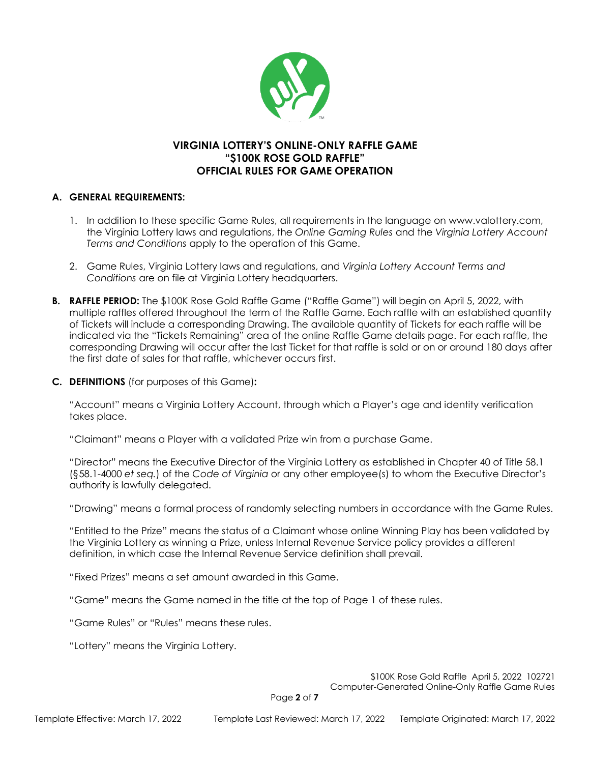**VIRGINIA LOTTERY'S ONLINE-ONLY RAFFLE GAME**
**"$100K ROSE GOLD RAFFLE"**
**OFFICIAL RULES FOR GAME OPERATION**

## A. GENERAL REQUIREMENTS:

1. In addition to these specific Game Rules, all requirements in the language on www.valottery.com, the Virginia Lottery laws and regulations, the *Online Gaming Rules* and the *Virginia Lottery Account Terms and Conditions* apply to the operation of this Game.

2. Game Rules, Virginia Lottery laws and regulations, and *Virginia Lottery Account Terms and Conditions* are on file at Virginia Lottery headquarters.

**B. RAFFLE PERIOD:** The $100K Rose Gold Raffle Game ("Raffle Game") will begin on April 5, 2022, with multiple raffles offered throughout the term of the Raffle Game. Each raffle with an established quantity of Tickets will include a corresponding Drawing. The available quantity of Tickets for each raffle will be indicated via the "Tickets Remaining" area of the online Raffle Game details page. For each raffle, the corresponding Drawing will occur after the last Ticket for that raffle is sold or on or around 180 days after the first date of sales for that raffle, whichever occurs first.

**C. DEFINITIONS** (for purposes of this Game)**:**

"Account" means a Virginia Lottery Account, through which a Player's age and identity verification takes place.

"Claimant" means a Player with a validated Prize win from a purchase Game.

"Director" means the Executive Director of the Virginia Lottery as established in Chapter 40 of Title 58.1 (§58.1-4000 *et seq.*) of the *Code of Virginia* or any other employee(s) to whom the Executive Director's authority is lawfully delegated.

"Drawing" means a formal process of randomly selecting numbers in accordance with the Game Rules.

"Entitled to the Prize" means the status of a Claimant whose online Winning Play has been validated by the Virginia Lottery as winning a Prize, unless Internal Revenue Service policy provides a different definition, in which case the Internal Revenue Service definition shall prevail.

"Fixed Prizes" means a set amount awarded in this Game.

"Game" means the Game named in the title at the top of Page 1 of these rules.

"Game Rules" or "Rules" means these rules.

"Lottery" means the Virginia Lottery.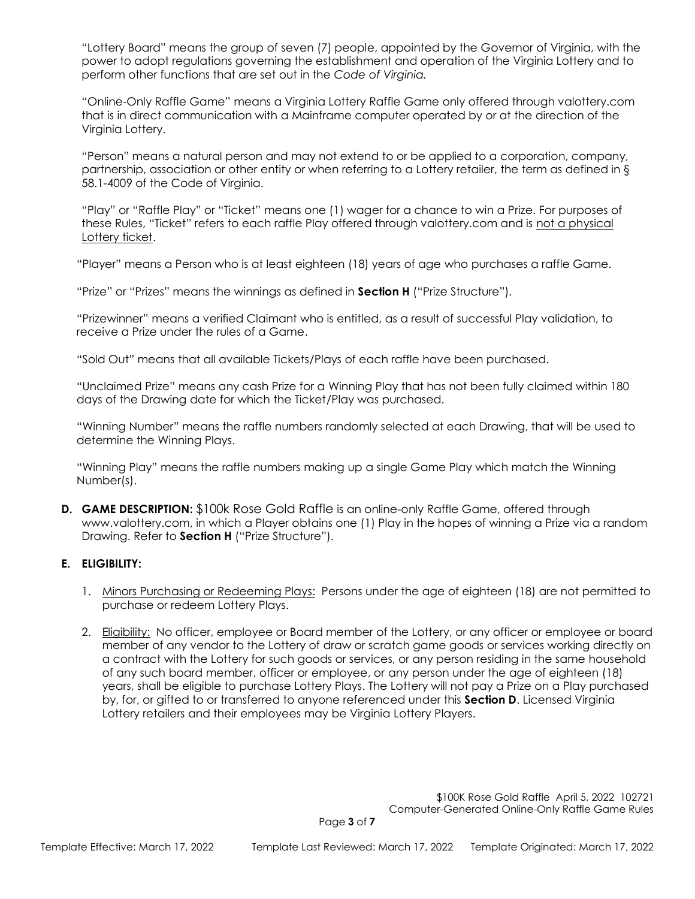"Lottery Board" means the group of seven (7) people, appointed by the Governor of Virginia, with the power to adopt regulations governing the establishment and operation of the Virginia Lottery and to perform other functions that are set out in the *Code of Virginia.*

"Online-Only Raffle Game" means a Virginia Lottery Raffle Game only offered through valottery.com that is in direct communication with a Mainframe computer operated by or at the direction of the Virginia Lottery.

"Person" means a natural person and may not extend to or be applied to a corporation, company, partnership, association or other entity or when referring to a Lottery retailer, the term as defined in § 58.1-4009 of the Code of Virginia.

"Play" or "Raffle Play" or "Ticket" means one (1) wager for a chance to win a Prize. For purposes of these Rules, "Ticket" refers to each raffle Play offered through valottery.com and is <u>not a physical Lottery ticket</u>.

"Player" means a Person who is at least eighteen (18) years of age who purchases a raffle Game.

"Prize" or "Prizes" means the winnings as defined in **Section H** ("Prize Structure").

"Prizewinner" means a verified Claimant who is entitled, as a result of successful Play validation, to receive a Prize under the rules of a Game.

"Sold Out" means that all available Tickets/Plays of each raffle have been purchased.

"Unclaimed Prize" means any cash Prize for a Winning Play that has not been fully claimed within 180 days of the Drawing date for which the Ticket/Play was purchased.

"Winning Number" means the raffle numbers randomly selected at each Drawing, that will be used to determine the Winning Plays.

"Winning Play" means the raffle numbers making up a single Game Play which match the Winning Number(s).

**D. GAME DESCRIPTION:** $100k Rose Gold Raffle is an online-only Raffle Game, offered through www.valottery.com, in which a Player obtains one (1) Play in the hopes of winning a Prize via a random Drawing. Refer to **Section H** ("Prize Structure").

**E. ELIGIBILITY:**

1. <u>Minors Purchasing or Redeeming Plays:</u> Persons under the age of eighteen (18) are not permitted to purchase or redeem Lottery Plays.

2. <u>Eligibility:</u> No officer, employee or Board member of the Lottery, or any officer or employee or board member of any vendor to the Lottery of draw or scratch game goods or services working directly on a contract with the Lottery for such goods or services, or any person residing in the same household of any such board member, officer or employee, or any person under the age of eighteen (18) years, shall be eligible to purchase Lottery Plays. The Lottery will not pay a Prize on a Play purchased by, for, or gifted to or transferred to anyone referenced under this **Section D**. Licensed Virginia Lottery retailers and their employees may be Virginia Lottery Players.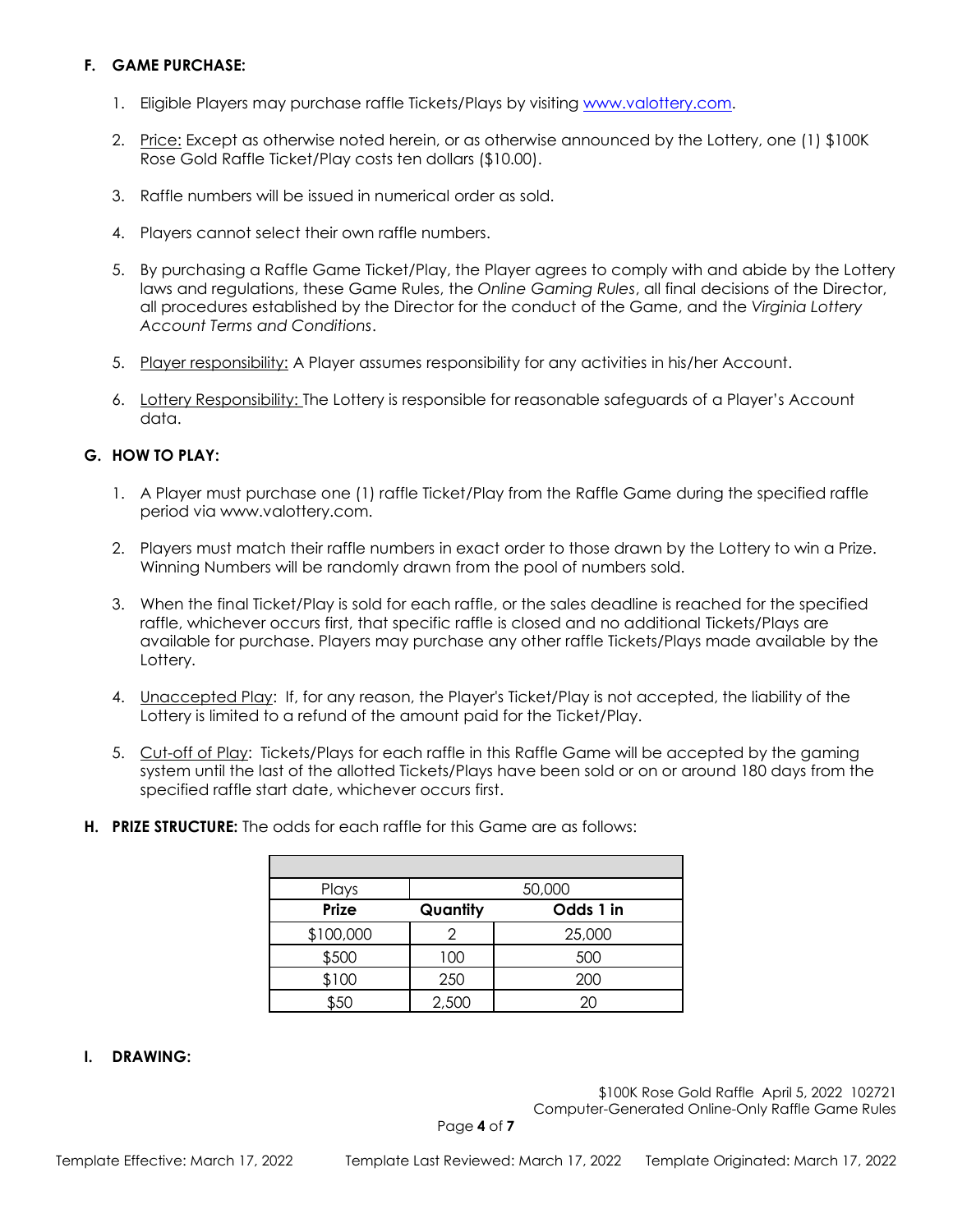### F. GAME PURCHASE:

1. Eligible Players may purchase raffle Tickets/Plays by visiting www.valottery.com.

2. Price: Except as otherwise noted herein, or as otherwise announced by the Lottery, one (1) $100K Rose Gold Raffle Ticket/Play costs ten dollars ($10.00).

3. Raffle numbers will be issued in numerical order as sold.

4. Players cannot select their own raffle numbers.

5. By purchasing a Raffle Game Ticket/Play, the Player agrees to comply with and abide by the Lottery laws and regulations, these Game Rules, the *Online Gaming Rules*, all final decisions of the Director, all procedures established by the Director for the conduct of the Game, and the *Virginia Lottery Account Terms and Conditions*.

5. Player responsibility: A Player assumes responsibility for any activities in his/her Account.

6. Lottery Responsibility: The Lottery is responsible for reasonable safeguards of a Player's Account data.

### G. HOW TO PLAY:

1. A Player must purchase one (1) raffle Ticket/Play from the Raffle Game during the specified raffle period via www.valottery.com.

2. Players must match their raffle numbers in exact order to those drawn by the Lottery to win a Prize. Winning Numbers will be randomly drawn from the pool of numbers sold.

3. When the final Ticket/Play is sold for each raffle, or the sales deadline is reached for the specified raffle, whichever occurs first, that specific raffle is closed and no additional Tickets/Plays are available for purchase. Players may purchase any other raffle Tickets/Plays made available by the Lottery.

4. Unaccepted Play: If, for any reason, the Player's Ticket/Play is not accepted, the liability of the Lottery is limited to a refund of the amount paid for the Ticket/Play.

5. Cut-off of Play: Tickets/Plays for each raffle in this Raffle Game will be accepted by the gaming system until the last of the allotted Tickets/Plays have been sold or on or around 180 days from the specified raffle start date, whichever occurs first.

### H. PRIZE STRUCTURE:

The odds for each raffle for this Game are as follows:

| Plays | 50,000 | |
|---|---|---|
| **Prize** | **Quantity** | **Odds 1 in** |
| $100,000 | 2 | 25,000 |
| $500 | 100 | 500 |
| $100 | 250 | 200 |
| $50 | 2,500 | 20 |

### I. DRAWING: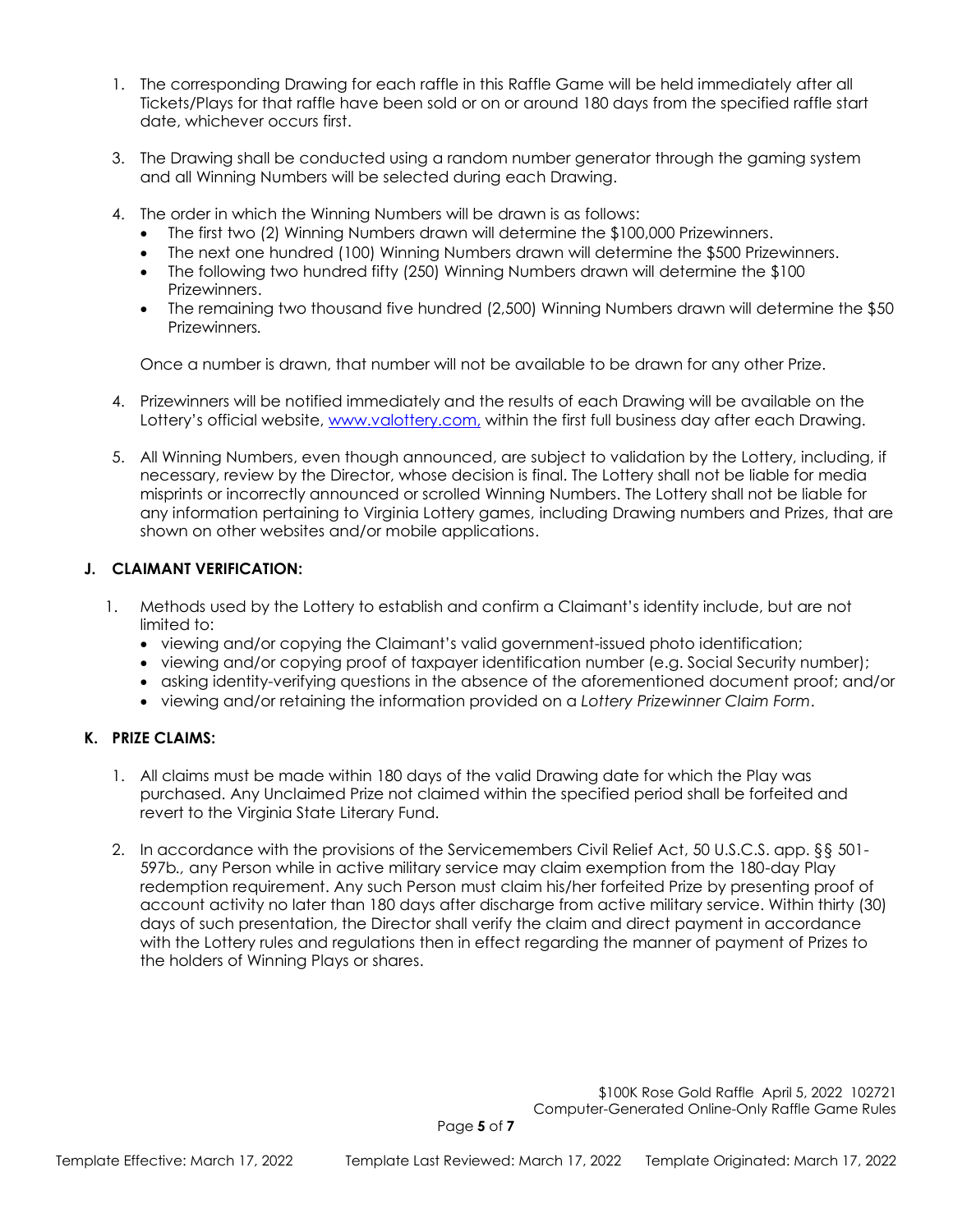1. The corresponding Drawing for each raffle in this Raffle Game will be held immediately after all Tickets/Plays for that raffle have been sold or on or around 180 days from the specified raffle start date, whichever occurs first.

3. The Drawing shall be conducted using a random number generator through the gaming system and all Winning Numbers will be selected during each Drawing.

4. The order in which the Winning Numbers will be drawn is as follows:
   - The first two (2) Winning Numbers drawn will determine the $100,000 Prizewinners.
   - The next one hundred (100) Winning Numbers drawn will determine the $500 Prizewinners.
   - The following two hundred fifty (250) Winning Numbers drawn will determine the $100 Prizewinners.
   - The remaining two thousand five hundred (2,500) Winning Numbers drawn will determine the $50 Prizewinners.

   Once a number is drawn, that number will not be available to be drawn for any other Prize.

4. Prizewinners will be notified immediately and the results of each Drawing will be available on the Lottery's official website, [www.valottery.com,](www.valottery.com) within the first full business day after each Drawing.

5. All Winning Numbers, even though announced, are subject to validation by the Lottery, including, if necessary, review by the Director, whose decision is final. The Lottery shall not be liable for media misprints or incorrectly announced or scrolled Winning Numbers. The Lottery shall not be liable for any information pertaining to Virginia Lottery games, including Drawing numbers and Prizes, that are shown on other websites and/or mobile applications.

### J. CLAIMANT VERIFICATION:

1. Methods used by the Lottery to establish and confirm a Claimant's identity include, but are not limited to:
   - viewing and/or copying the Claimant's valid government-issued photo identification;
   - viewing and/or copying proof of taxpayer identification number (e.g. Social Security number);
   - asking identity-verifying questions in the absence of the aforementioned document proof; and/or
   - viewing and/or retaining the information provided on a *Lottery Prizewinner Claim Form*.

### K. PRIZE CLAIMS:

1. All claims must be made within 180 days of the valid Drawing date for which the Play was purchased. Any Unclaimed Prize not claimed within the specified period shall be forfeited and revert to the Virginia State Literary Fund.

2. In accordance with the provisions of the Servicemembers Civil Relief Act, 50 U.S.C.S. app. §§ 501-597b., any Person while in active military service may claim exemption from the 180-day Play redemption requirement. Any such Person must claim his/her forfeited Prize by presenting proof of account activity no later than 180 days after discharge from active military service. Within thirty (30) days of such presentation, the Director shall verify the claim and direct payment in accordance with the Lottery rules and regulations then in effect regarding the manner of payment of Prizes to the holders of Winning Plays or shares.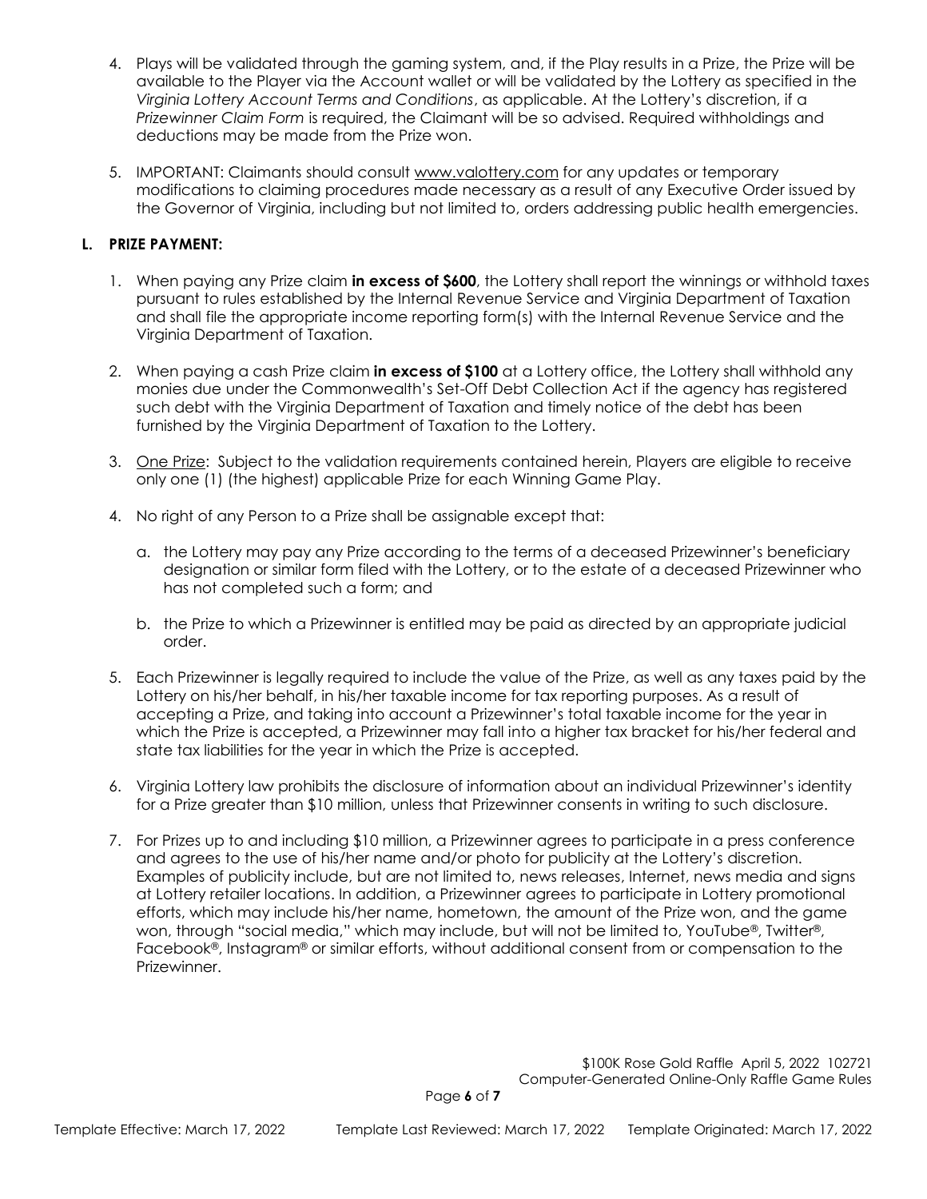4. Plays will be validated through the gaming system, and, if the Play results in a Prize, the Prize will be available to the Player via the Account wallet or will be validated by the Lottery as specified in the *Virginia Lottery Account Terms and Conditions*, as applicable. At the Lottery's discretion, if a *Prizewinner Claim Form* is required, the Claimant will be so advised. Required withholdings and deductions may be made from the Prize won.

5. IMPORTANT: Claimants should consult www.valottery.com for any updates or temporary modifications to claiming procedures made necessary as a result of any Executive Order issued by the Governor of Virginia, including but not limited to, orders addressing public health emergencies.

### L. PRIZE PAYMENT:

1. When paying any Prize claim **in excess of $600**, the Lottery shall report the winnings or withhold taxes pursuant to rules established by the Internal Revenue Service and Virginia Department of Taxation and shall file the appropriate income reporting form(s) with the Internal Revenue Service and the Virginia Department of Taxation.

2. When paying a cash Prize claim **in excess of $100** at a Lottery office, the Lottery shall withhold any monies due under the Commonwealth's Set-Off Debt Collection Act if the agency has registered such debt with the Virginia Department of Taxation and timely notice of the debt has been furnished by the Virginia Department of Taxation to the Lottery.

3. <u>One Prize</u>: Subject to the validation requirements contained herein, Players are eligible to receive only one (1) (the highest) applicable Prize for each Winning Game Play.

4. No right of any Person to a Prize shall be assignable except that:

   a. the Lottery may pay any Prize according to the terms of a deceased Prizewinner's beneficiary designation or similar form filed with the Lottery, or to the estate of a deceased Prizewinner who has not completed such a form; and

   b. the Prize to which a Prizewinner is entitled may be paid as directed by an appropriate judicial order.

5. Each Prizewinner is legally required to include the value of the Prize, as well as any taxes paid by the Lottery on his/her behalf, in his/her taxable income for tax reporting purposes. As a result of accepting a Prize, and taking into account a Prizewinner's total taxable income for the year in which the Prize is accepted, a Prizewinner may fall into a higher tax bracket for his/her federal and state tax liabilities for the year in which the Prize is accepted.

6. Virginia Lottery law prohibits the disclosure of information about an individual Prizewinner's identity for a Prize greater than $10 million, unless that Prizewinner consents in writing to such disclosure.

7. For Prizes up to and including $10 million, a Prizewinner agrees to participate in a press conference and agrees to the use of his/her name and/or photo for publicity at the Lottery's discretion. Examples of publicity include, but are not limited to, news releases, Internet, news media and signs at Lottery retailer locations. In addition, a Prizewinner agrees to participate in Lottery promotional efforts, which may include his/her name, hometown, the amount of the Prize won, and the game won, through "social media," which may include, but will not be limited to, YouTube®, Twitter®, Facebook®, Instagram® or similar efforts, without additional consent from or compensation to the Prizewinner.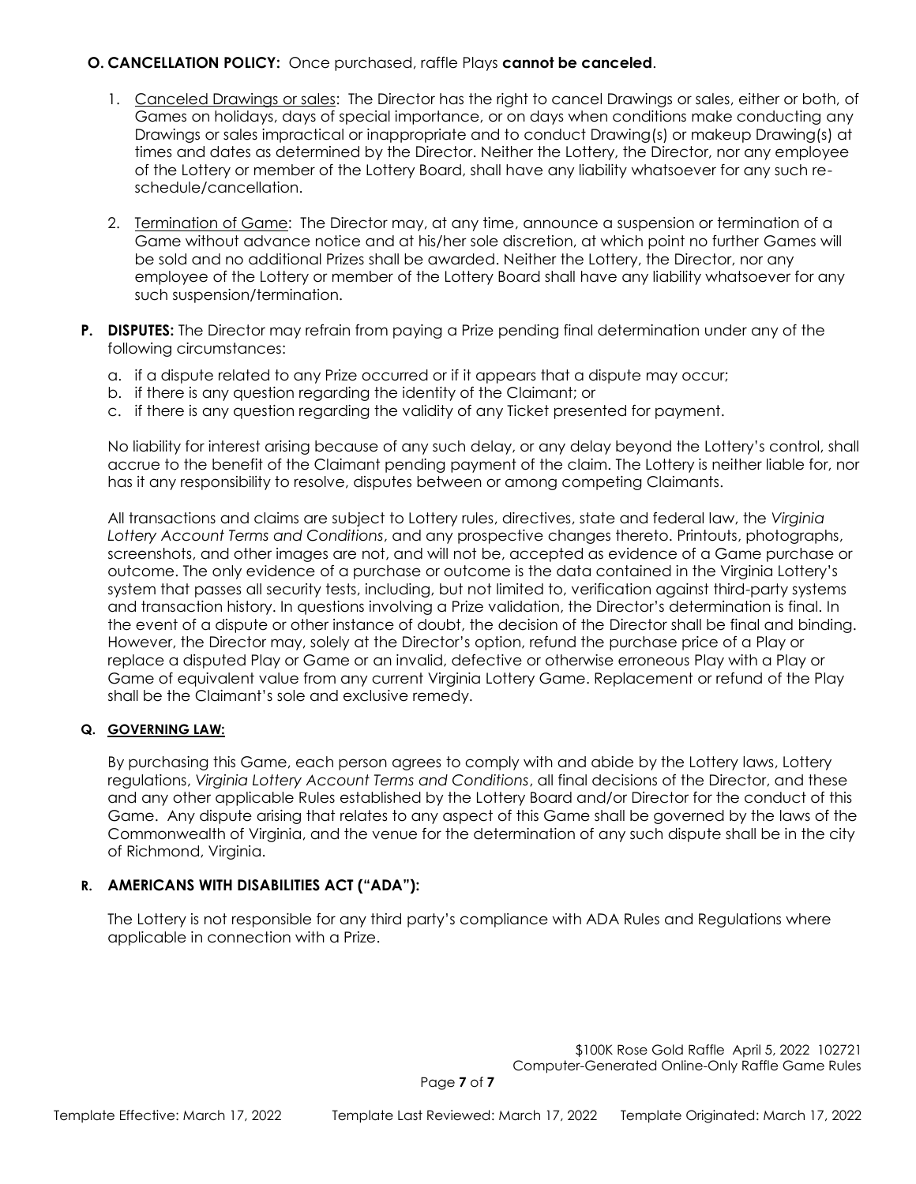**O. CANCELLATION POLICY:** Once purchased, raffle Plays **cannot be canceled**.

1. Canceled Drawings or sales: The Director has the right to cancel Drawings or sales, either or both, of Games on holidays, days of special importance, or on days when conditions make conducting any Drawings or sales impractical or inappropriate and to conduct Drawing(s) or makeup Drawing(s) at times and dates as determined by the Director. Neither the Lottery, the Director, nor any employee of the Lottery or member of the Lottery Board, shall have any liability whatsoever for any such re-schedule/cancellation.

2. Termination of Game: The Director may, at any time, announce a suspension or termination of a Game without advance notice and at his/her sole discretion, at which point no further Games will be sold and no additional Prizes shall be awarded. Neither the Lottery, the Director, nor any employee of the Lottery or member of the Lottery Board shall have any liability whatsoever for any such suspension/termination.

**P. DISPUTES:** The Director may refrain from paying a Prize pending final determination under any of the following circumstances:

a. if a dispute related to any Prize occurred or if it appears that a dispute may occur;
b. if there is any question regarding the identity of the Claimant; or
c. if there is any question regarding the validity of any Ticket presented for payment.

No liability for interest arising because of any such delay, or any delay beyond the Lottery's control, shall accrue to the benefit of the Claimant pending payment of the claim. The Lottery is neither liable for, nor has it any responsibility to resolve, disputes between or among competing Claimants.

All transactions and claims are subject to Lottery rules, directives, state and federal law, the *Virginia Lottery Account Terms and Conditions*, and any prospective changes thereto. Printouts, photographs, screenshots, and other images are not, and will not be, accepted as evidence of a Game purchase or outcome. The only evidence of a purchase or outcome is the data contained in the Virginia Lottery's system that passes all security tests, including, but not limited to, verification against third-party systems and transaction history. In questions involving a Prize validation, the Director's determination is final. In the event of a dispute or other instance of doubt, the decision of the Director shall be final and binding. However, the Director may, solely at the Director's option, refund the purchase price of a Play or replace a disputed Play or Game or an invalid, defective or otherwise erroneous Play with a Play or Game of equivalent value from any current Virginia Lottery Game. Replacement or refund of the Play shall be the Claimant's sole and exclusive remedy.

**Q. GOVERNING LAW:**

By purchasing this Game, each person agrees to comply with and abide by the Lottery laws, Lottery regulations, *Virginia Lottery Account Terms and Conditions*, all final decisions of the Director, and these and any other applicable Rules established by the Lottery Board and/or Director for the conduct of this Game. Any dispute arising that relates to any aspect of this Game shall be governed by the laws of the Commonwealth of Virginia, and the venue for the determination of any such dispute shall be in the city of Richmond, Virginia.

**R. AMERICANS WITH DISABILITIES ACT ("ADA"):**

The Lottery is not responsible for any third party's compliance with ADA Rules and Regulations where applicable in connection with a Prize.